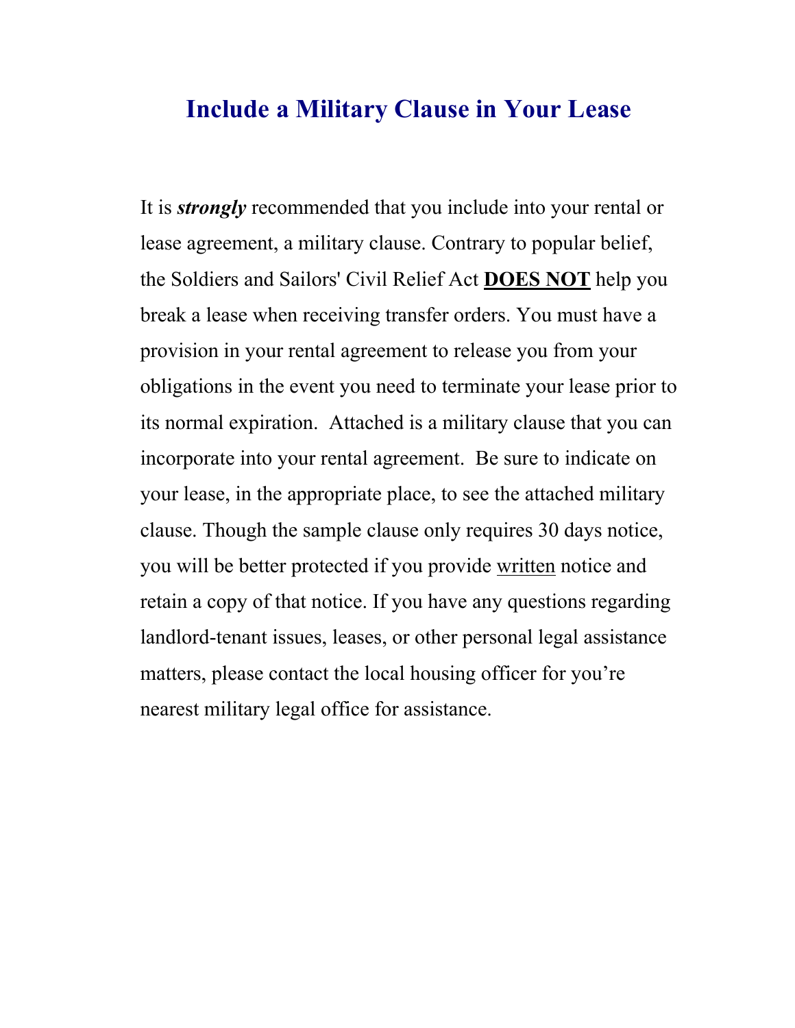# Include a Military Clause in Your Lease

It is ***strongly*** recommended that you include into your rental or lease agreement, a military clause. Contrary to popular belief, the Soldiers and Sailors' Civil Relief Act **DOES NOT** help you break a lease when receiving transfer orders. You must have a provision in your rental agreement to release you from your obligations in the event you need to terminate your lease prior to its normal expiration. Attached is a military clause that you can incorporate into your rental agreement. Be sure to indicate on your lease, in the appropriate place, to see the attached military clause. Though the sample clause only requires 30 days notice, you will be better protected if you provide written notice and retain a copy of that notice. If you have any questions regarding landlord-tenant issues, leases, or other personal legal assistance matters, please contact the local housing officer for you're nearest military legal office for assistance.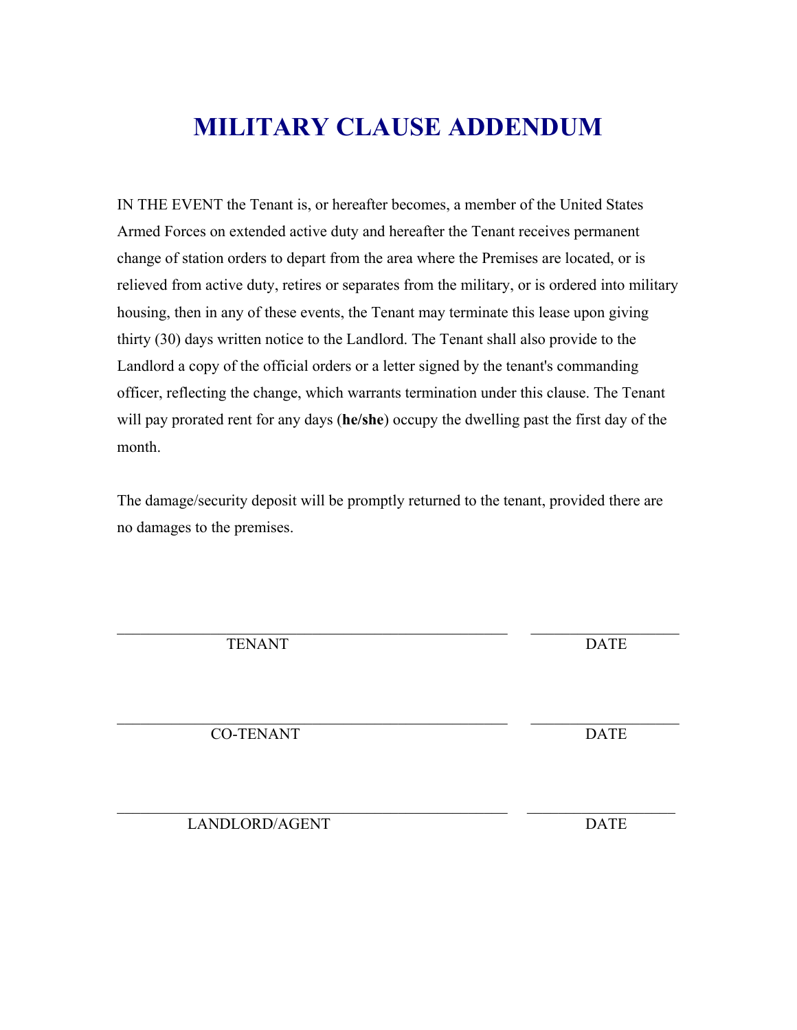# MILITARY CLAUSE ADDENDUM

IN THE EVENT the Tenant is, or hereafter becomes, a member of the United States Armed Forces on extended active duty and hereafter the Tenant receives permanent change of station orders to depart from the area where the Premises are located, or is relieved from active duty, retires or separates from the military, or is ordered into military housing, then in any of these events, the Tenant may terminate this lease upon giving thirty (30) days written notice to the Landlord. The Tenant shall also provide to the Landlord a copy of the official orders or a letter signed by the tenant's commanding officer, reflecting the change, which warrants termination under this clause. The Tenant will pay prorated rent for any days (**he/she**) occupy the dwelling past the first day of the month.

The damage/security deposit will be promptly returned to the tenant, provided there are no damages to the premises.

______________________________________________ ________________

TENANT DATE

______________________________________________ ________________

CO-TENANT DATE

______________________________________________ ________________

LANDLORD/AGENT DATE